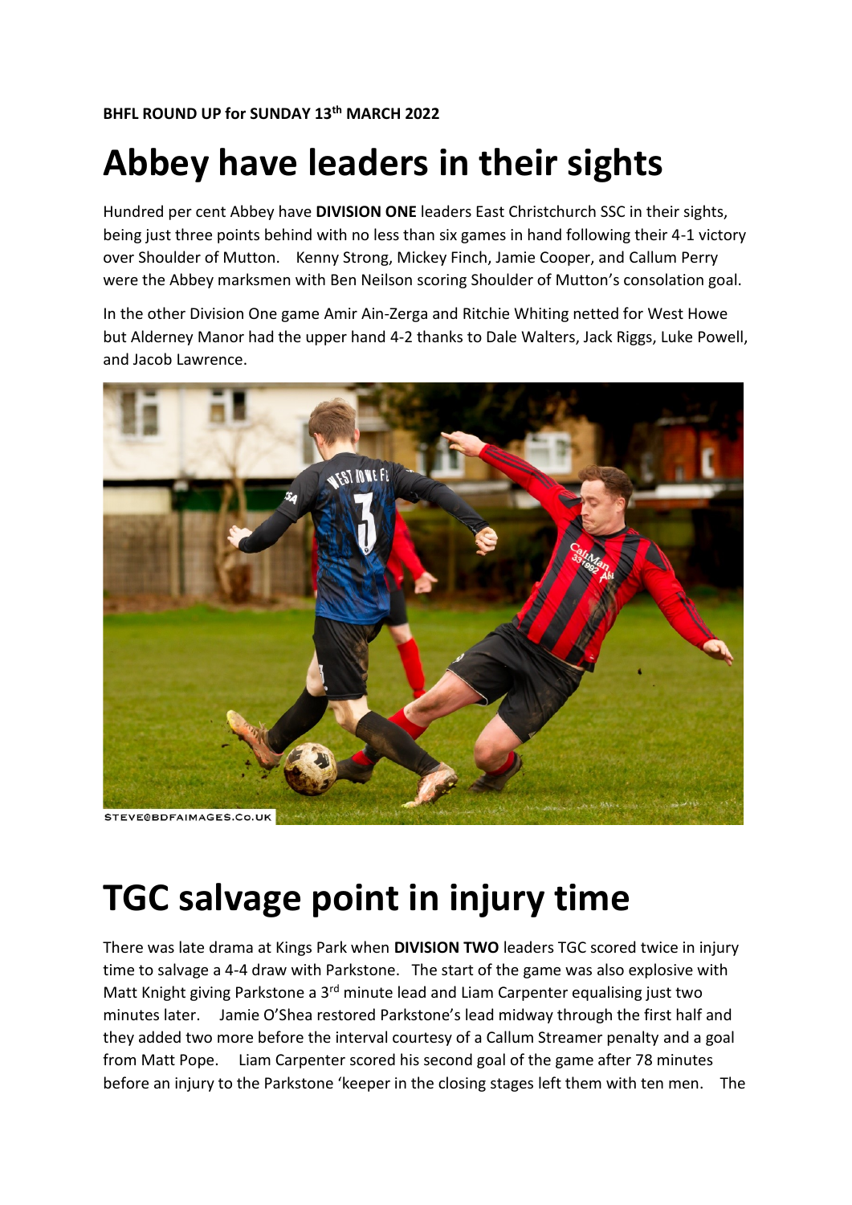**BHFL ROUND UP for SUNDAY 13th MARCH 2022**

# Abbey have leaders in their sights

Hundred per cent Abbey have **DIVISION ONE** leaders East Christchurch SSC in their sights, being just three points behind with no less than six games in hand following their 4-1 victory over Shoulder of Mutton. Kenny Strong, Mickey Finch, Jamie Cooper, and Callum Perry were the Abbey marksmen with Ben Neilson scoring Shoulder of Mutton's consolation goal.

In the other Division One game Amir Ain-Zerga and Ritchie Whiting netted for West Howe but Alderney Manor had the upper hand 4-2 thanks to Dale Walters, Jack Riggs, Luke Powell, and Jacob Lawrence.

# TGC salvage point in injury time

There was late drama at Kings Park when **DIVISION TWO** leaders TGC scored twice in injury time to salvage a 4-4 draw with Parkstone. The start of the game was also explosive with Matt Knight giving Parkstone a 3rd minute lead and Liam Carpenter equalising just two minutes later. Jamie O'Shea restored Parkstone's lead midway through the first half and they added two more before the interval courtesy of a Callum Streamer penalty and a goal from Matt Pope. Liam Carpenter scored his second goal of the game after 78 minutes before an injury to the Parkstone 'keeper in the closing stages left them with ten men. The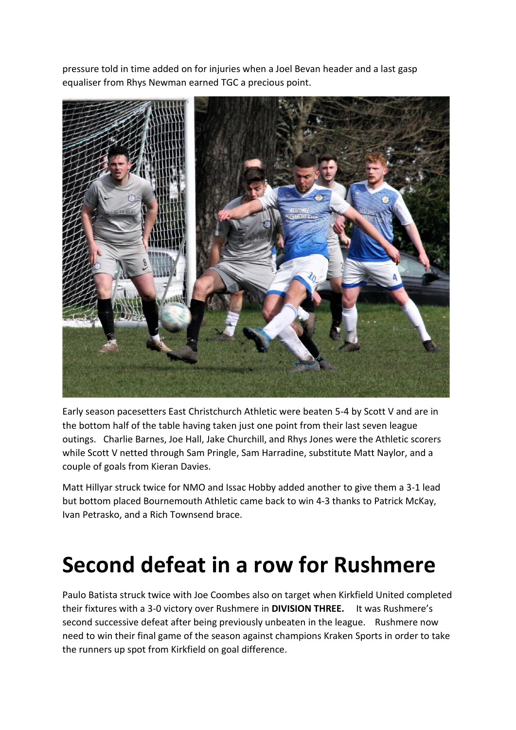pressure told in time added on for injuries when a Joel Bevan header and a last gasp equaliser from Rhys Newman earned TGC a precious point.

Early season pacesetters East Christchurch Athletic were beaten 5-4 by Scott V and are in the bottom half of the table having taken just one point from their last seven league outings. Charlie Barnes, Joe Hall, Jake Churchill, and Rhys Jones were the Athletic scorers while Scott V netted through Sam Pringle, Sam Harradine, substitute Matt Naylor, and a couple of goals from Kieran Davies.

Matt Hillyar struck twice for NMO and Issac Hobby added another to give them a 3-1 lead but bottom placed Bournemouth Athletic came back to win 4-3 thanks to Patrick McKay, Ivan Petrasko, and a Rich Townsend brace.

# Second defeat in a row for Rushmere

Paulo Batista struck twice with Joe Coombes also on target when Kirkfield United completed their fixtures with a 3-0 victory over Rushmere in **DIVISION THREE.** It was Rushmere's second successive defeat after being previously unbeaten in the league. Rushmere now need to win their final game of the season against champions Kraken Sports in order to take the runners up spot from Kirkfield on goal difference.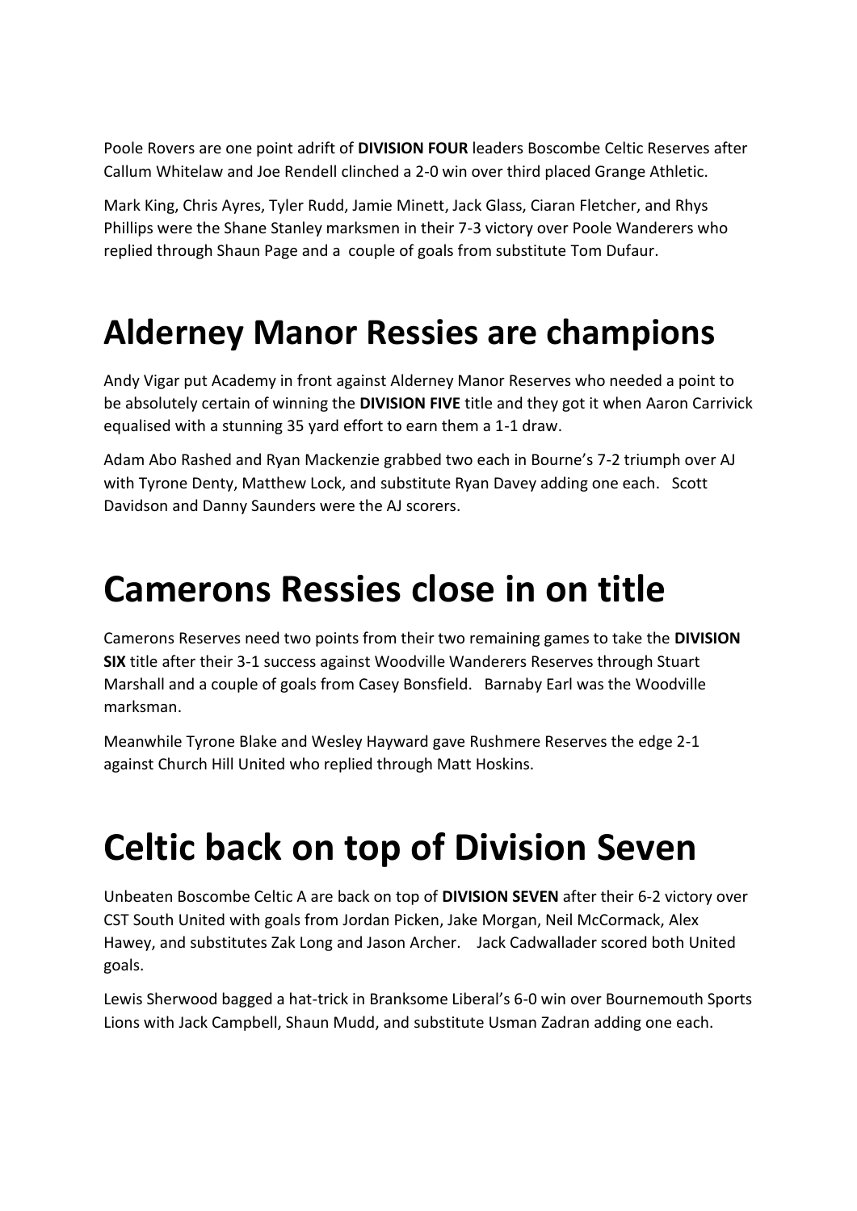Poole Rovers are one point adrift of **DIVISION FOUR** leaders Boscombe Celtic Reserves after Callum Whitelaw and Joe Rendell clinched a 2-0 win over third placed Grange Athletic.

Mark King, Chris Ayres, Tyler Rudd, Jamie Minett, Jack Glass, Ciaran Fletcher, and Rhys Phillips were the Shane Stanley marksmen in their 7-3 victory over Poole Wanderers who replied through Shaun Page and a couple of goals from substitute Tom Dufaur.

# Alderney Manor Ressies are champions

Andy Vigar put Academy in front against Alderney Manor Reserves who needed a point to be absolutely certain of winning the **DIVISION FIVE** title and they got it when Aaron Carrivick equalised with a stunning 35 yard effort to earn them a 1-1 draw.

Adam Abo Rashed and Ryan Mackenzie grabbed two each in Bourne's 7-2 triumph over AJ with Tyrone Denty, Matthew Lock, and substitute Ryan Davey adding one each. Scott Davidson and Danny Saunders were the AJ scorers.

# Camerons Ressies close in on title

Camerons Reserves need two points from their two remaining games to take the **DIVISION SIX** title after their 3-1 success against Woodville Wanderers Reserves through Stuart Marshall and a couple of goals from Casey Bonsfield. Barnaby Earl was the Woodville marksman.

Meanwhile Tyrone Blake and Wesley Hayward gave Rushmere Reserves the edge 2-1 against Church Hill United who replied through Matt Hoskins.

# Celtic back on top of Division Seven

Unbeaten Boscombe Celtic A are back on top of **DIVISION SEVEN** after their 6-2 victory over CST South United with goals from Jordan Picken, Jake Morgan, Neil McCormack, Alex Hawey, and substitutes Zak Long and Jason Archer. Jack Cadwallader scored both United goals.

Lewis Sherwood bagged a hat-trick in Branksome Liberal's 6-0 win over Bournemouth Sports Lions with Jack Campbell, Shaun Mudd, and substitute Usman Zadran adding one each.